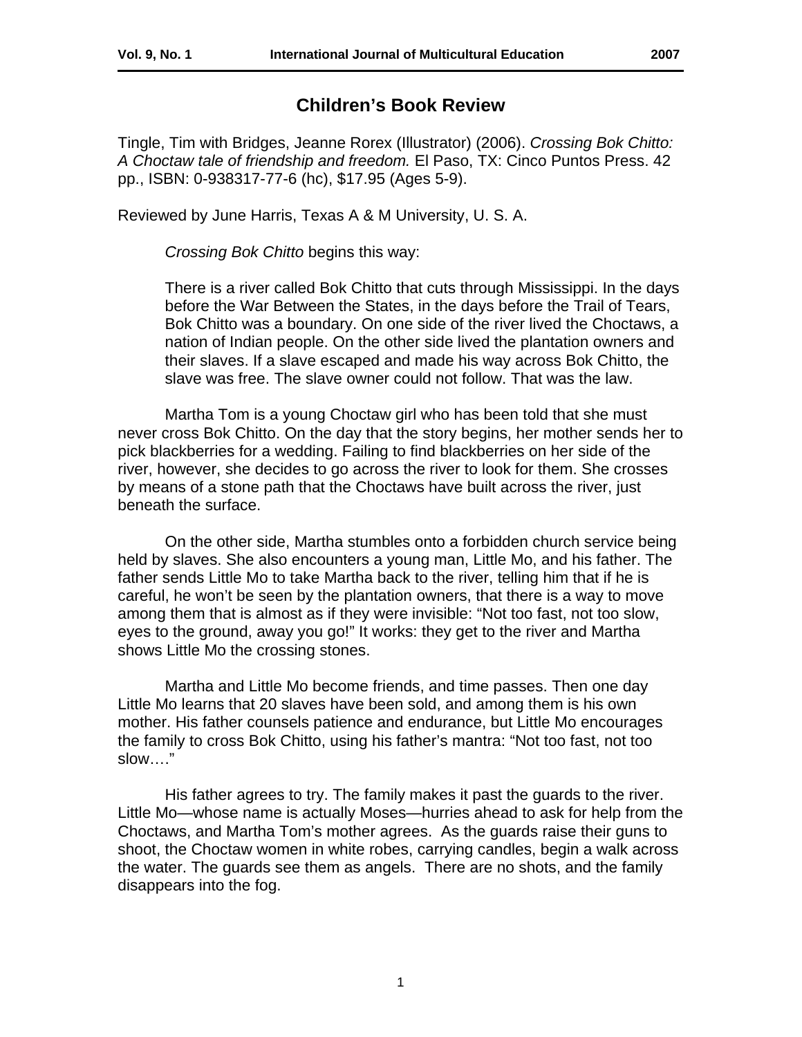# Children's Book Review

Tingle, Tim with Bridges, Jeanne Rorex (Illustrator) (2006). *Crossing Bok Chitto: A Choctaw tale of friendship and freedom.* El Paso, TX: Cinco Puntos Press. 42 pp., ISBN: 0-938317-77-6 (hc), $17.95 (Ages 5-9).

Reviewed by June Harris, Texas A & M University, U. S. A.

*Crossing Bok Chitto* begins this way:

> There is a river called Bok Chitto that cuts through Mississippi. In the days before the War Between the States, in the days before the Trail of Tears, Bok Chitto was a boundary. On one side of the river lived the Choctaws, a nation of Indian people. On the other side lived the plantation owners and their slaves. If a slave escaped and made his way across Bok Chitto, the slave was free. The slave owner could not follow. That was the law.

Martha Tom is a young Choctaw girl who has been told that she must never cross Bok Chitto. On the day that the story begins, her mother sends her to pick blackberries for a wedding. Failing to find blackberries on her side of the river, however, she decides to go across the river to look for them. She crosses by means of a stone path that the Choctaws have built across the river, just beneath the surface.

On the other side, Martha stumbles onto a forbidden church service being held by slaves. She also encounters a young man, Little Mo, and his father. The father sends Little Mo to take Martha back to the river, telling him that if he is careful, he won't be seen by the plantation owners, that there is a way to move among them that is almost as if they were invisible: "Not too fast, not too slow, eyes to the ground, away you go!" It works: they get to the river and Martha shows Little Mo the crossing stones.

Martha and Little Mo become friends, and time passes. Then one day Little Mo learns that 20 slaves have been sold, and among them is his own mother. His father counsels patience and endurance, but Little Mo encourages the family to cross Bok Chitto, using his father's mantra: "Not too fast, not too slow…."

His father agrees to try. The family makes it past the guards to the river. Little Mo—whose name is actually Moses—hurries ahead to ask for help from the Choctaws, and Martha Tom's mother agrees. As the guards raise their guns to shoot, the Choctaw women in white robes, carrying candles, begin a walk across the water. The guards see them as angels. There are no shots, and the family disappears into the fog.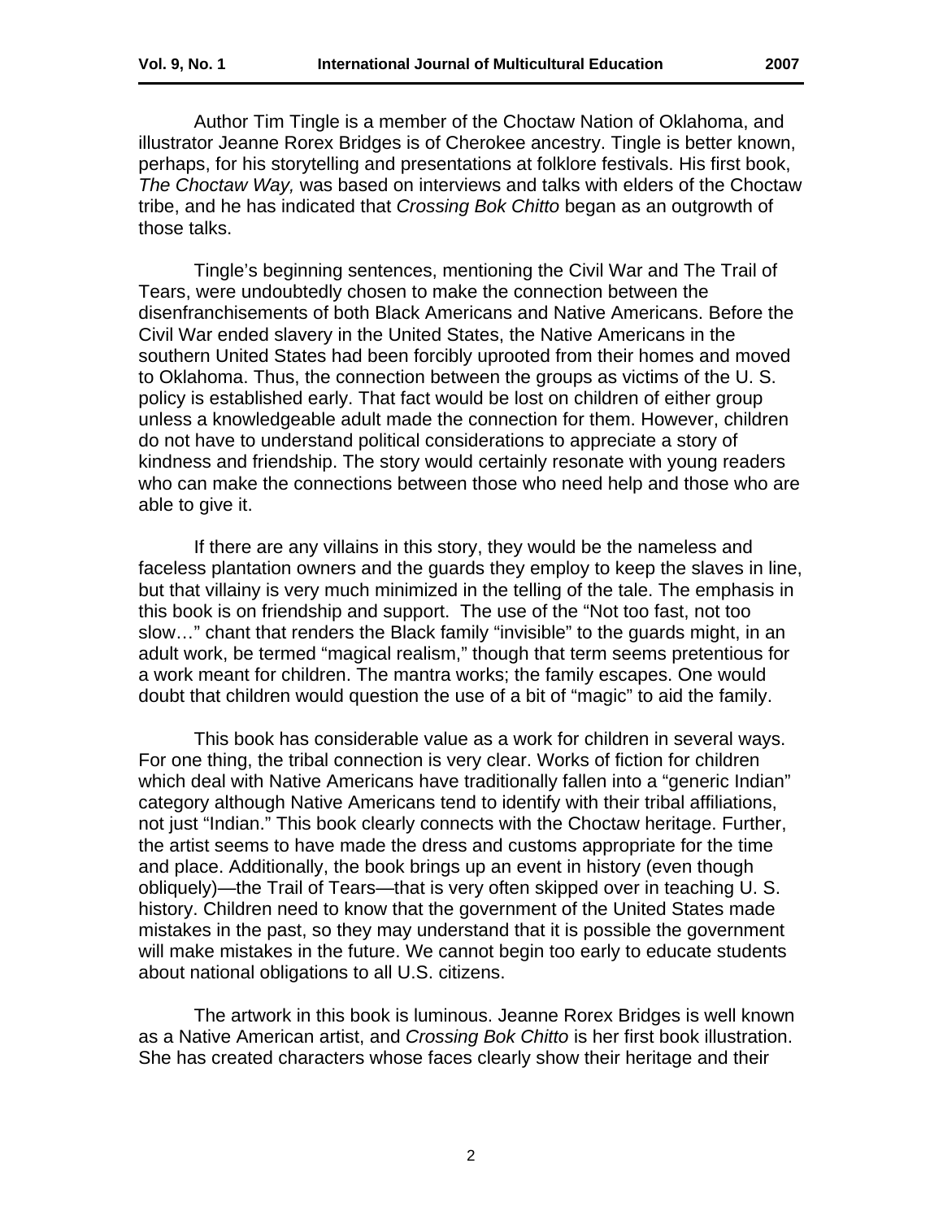Author Tim Tingle is a member of the Choctaw Nation of Oklahoma, and illustrator Jeanne Rorex Bridges is of Cherokee ancestry. Tingle is better known, perhaps, for his storytelling and presentations at folklore festivals. His first book, *The Choctaw Way,* was based on interviews and talks with elders of the Choctaw tribe, and he has indicated that *Crossing Bok Chitto* began as an outgrowth of those talks.

Tingle's beginning sentences, mentioning the Civil War and The Trail of Tears, were undoubtedly chosen to make the connection between the disenfranchisements of both Black Americans and Native Americans. Before the Civil War ended slavery in the United States, the Native Americans in the southern United States had been forcibly uprooted from their homes and moved to Oklahoma. Thus, the connection between the groups as victims of the U. S. policy is established early. That fact would be lost on children of either group unless a knowledgeable adult made the connection for them. However, children do not have to understand political considerations to appreciate a story of kindness and friendship. The story would certainly resonate with young readers who can make the connections between those who need help and those who are able to give it.

If there are any villains in this story, they would be the nameless and faceless plantation owners and the guards they employ to keep the slaves in line, but that villainy is very much minimized in the telling of the tale. The emphasis in this book is on friendship and support. The use of the "Not too fast, not too slow…" chant that renders the Black family "invisible" to the guards might, in an adult work, be termed "magical realism," though that term seems pretentious for a work meant for children. The mantra works; the family escapes. One would doubt that children would question the use of a bit of "magic" to aid the family.

This book has considerable value as a work for children in several ways. For one thing, the tribal connection is very clear. Works of fiction for children which deal with Native Americans have traditionally fallen into a "generic Indian" category although Native Americans tend to identify with their tribal affiliations, not just "Indian." This book clearly connects with the Choctaw heritage. Further, the artist seems to have made the dress and customs appropriate for the time and place. Additionally, the book brings up an event in history (even though obliquely)—the Trail of Tears—that is very often skipped over in teaching U. S. history. Children need to know that the government of the United States made mistakes in the past, so they may understand that it is possible the government will make mistakes in the future. We cannot begin too early to educate students about national obligations to all U.S. citizens.

The artwork in this book is luminous. Jeanne Rorex Bridges is well known as a Native American artist, and *Crossing Bok Chitto* is her first book illustration. She has created characters whose faces clearly show their heritage and their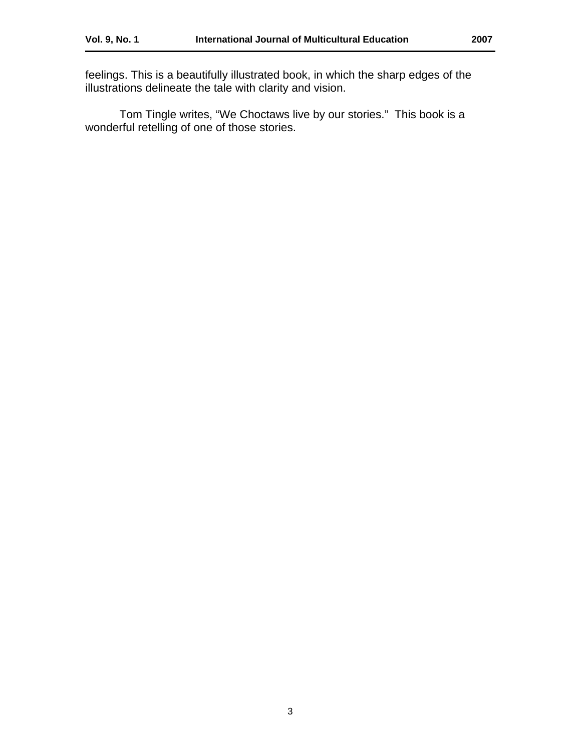feelings. This is a beautifully illustrated book, in which the sharp edges of the illustrations delineate the tale with clarity and vision.

Tom Tingle writes, “We Choctaws live by our stories.” This book is a wonderful retelling of one of those stories.